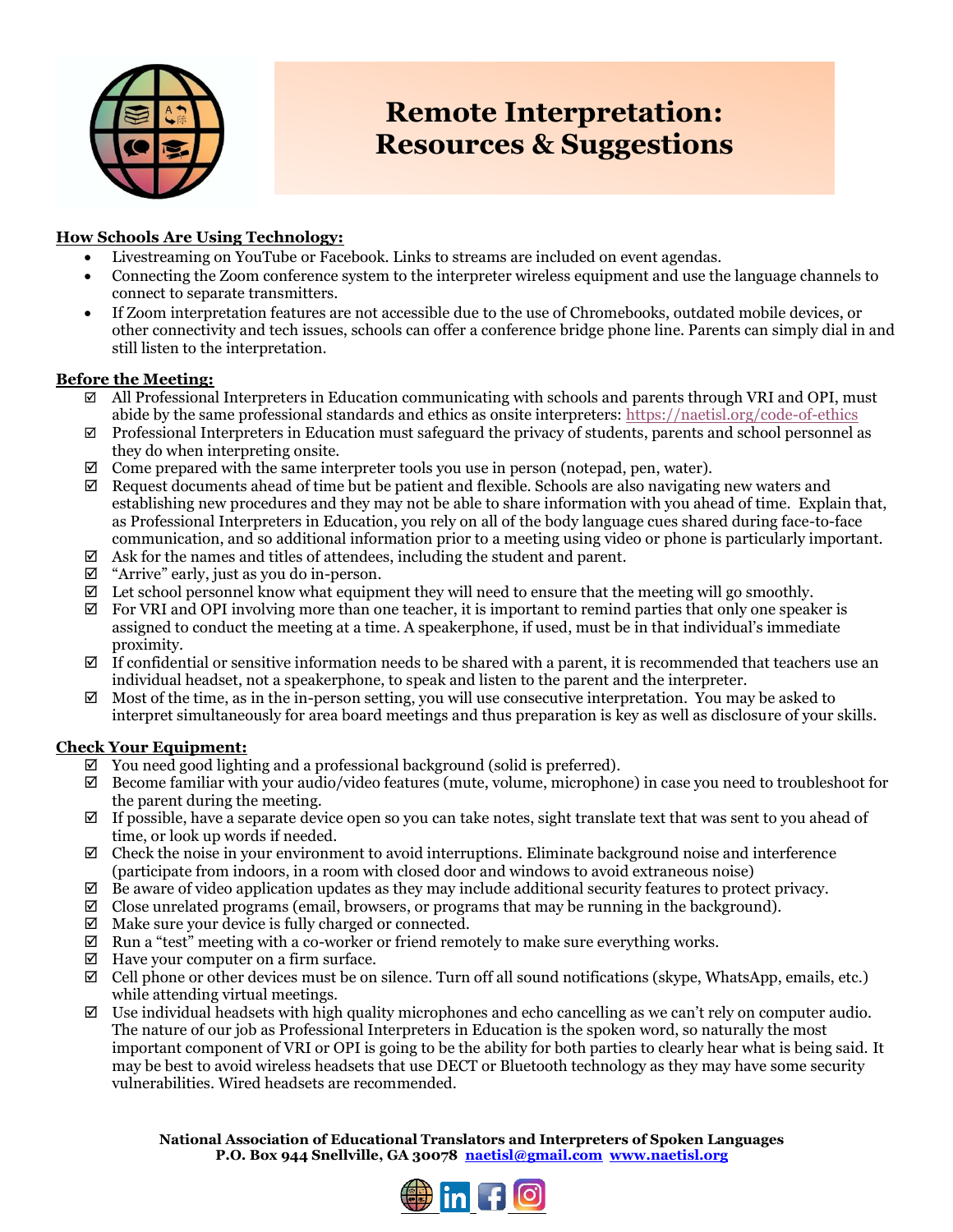# Remote Interpretation: Resources & Suggestions

**How Schools Are Using Technology:**

- Livestreaming on YouTube or Facebook. Links to streams are included on event agendas.
- Connecting the Zoom conference system to the interpreter wireless equipment and use the language channels to connect to separate transmitters.
- If Zoom interpretation features are not accessible due to the use of Chromebooks, outdated mobile devices, or other connectivity and tech issues, schools can offer a conference bridge phone line. Parents can simply dial in and still listen to the interpretation.

**Before the Meeting:**

- ☑ All Professional Interpreters in Education communicating with schools and parents through VRI and OPI, must abide by the same professional standards and ethics as onsite interpreters: https://naetisl.org/code-of-ethics
- ☑ Professional Interpreters in Education must safeguard the privacy of students, parents and school personnel as they do when interpreting onsite.
- ☑ Come prepared with the same interpreter tools you use in person (notepad, pen, water).
- ☑ Request documents ahead of time but be patient and flexible. Schools are also navigating new waters and establishing new procedures and they may not be able to share information with you ahead of time. Explain that, as Professional Interpreters in Education, you rely on all of the body language cues shared during face-to-face communication, and so additional information prior to a meeting using video or phone is particularly important.
- ☑ Ask for the names and titles of attendees, including the student and parent.
- ☑ "Arrive" early, just as you do in-person.
- ☑ Let school personnel know what equipment they will need to ensure that the meeting will go smoothly.
- ☑ For VRI and OPI involving more than one teacher, it is important to remind parties that only one speaker is assigned to conduct the meeting at a time. A speakerphone, if used, must be in that individual's immediate proximity.
- ☑ If confidential or sensitive information needs to be shared with a parent, it is recommended that teachers use an individual headset, not a speakerphone, to speak and listen to the parent and the interpreter.
- ☑ Most of the time, as in the in-person setting, you will use consecutive interpretation. You may be asked to interpret simultaneously for area board meetings and thus preparation is key as well as disclosure of your skills.

**Check Your Equipment:**

- ☑ You need good lighting and a professional background (solid is preferred).
- ☑ Become familiar with your audio/video features (mute, volume, microphone) in case you need to troubleshoot for the parent during the meeting.
- ☑ If possible, have a separate device open so you can take notes, sight translate text that was sent to you ahead of time, or look up words if needed.
- ☑ Check the noise in your environment to avoid interruptions. Eliminate background noise and interference (participate from indoors, in a room with closed door and windows to avoid extraneous noise)
- ☑ Be aware of video application updates as they may include additional security features to protect privacy.
- ☑ Close unrelated programs (email, browsers, or programs that may be running in the background).
- ☑ Make sure your device is fully charged or connected.
- ☑ Run a "test" meeting with a co-worker or friend remotely to make sure everything works.
- ☑ Have your computer on a firm surface.
- ☑ Cell phone or other devices must be on silence. Turn off all sound notifications (skype, WhatsApp, emails, etc.) while attending virtual meetings.
- ☑ Use individual headsets with high quality microphones and echo cancelling as we can't rely on computer audio. The nature of our job as Professional Interpreters in Education is the spoken word, so naturally the most important component of VRI or OPI is going to be the ability for both parties to clearly hear what is being said. It may be best to avoid wireless headsets that use DECT or Bluetooth technology as they may have some security vulnerabilities. Wired headsets are recommended.

**National Association of Educational Translators and Interpreters of Spoken Languages**
**P.O. Box 944 Snellville, GA 30078 naetisl@gmail.com www.naetisl.org**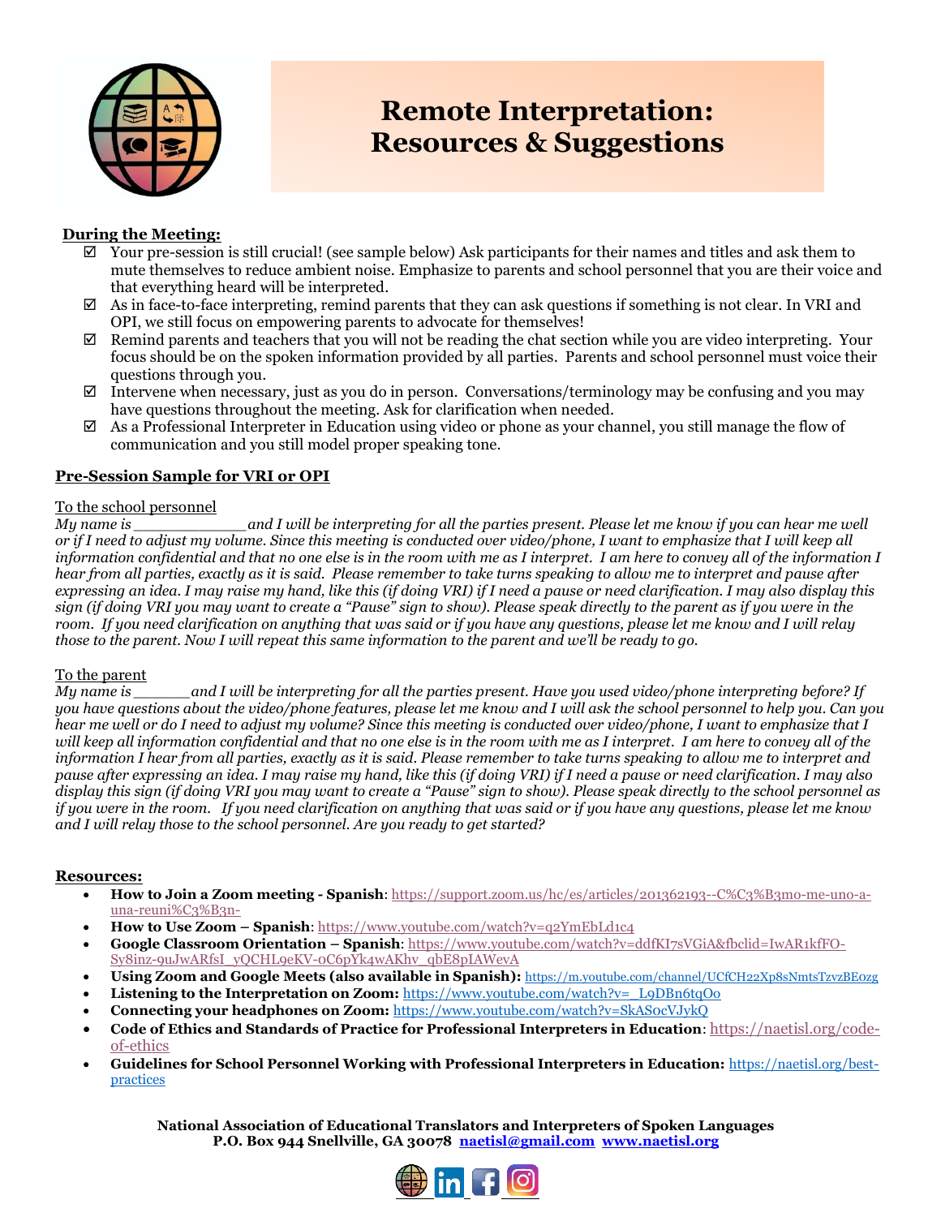# Remote Interpretation: Resources & Suggestions

**During the Meeting:**

- ☑ Your pre-session is still crucial! (see sample below) Ask participants for their names and titles and ask them to mute themselves to reduce ambient noise. Emphasize to parents and school personnel that you are their voice and that everything heard will be interpreted.
- ☑ As in face-to-face interpreting, remind parents that they can ask questions if something is not clear. In VRI and OPI, we still focus on empowering parents to advocate for themselves!
- ☑ Remind parents and teachers that you will not be reading the chat section while you are video interpreting. Your focus should be on the spoken information provided by all parties. Parents and school personnel must voice their questions through you.
- ☑ Intervene when necessary, just as you do in person. Conversations/terminology may be confusing and you may have questions throughout the meeting. Ask for clarification when needed.
- ☑ As a Professional Interpreter in Education using video or phone as your channel, you still manage the flow of communication and you still model proper speaking tone.

**Pre-Session Sample for VRI or OPI**

To the school personnel

*My name is ____________ and I will be interpreting for all the parties present. Please let me know if you can hear me well or if I need to adjust my volume. Since this meeting is conducted over video/phone, I want to emphasize that I will keep all information confidential and that no one else is in the room with me as I interpret. I am here to convey all of the information I hear from all parties, exactly as it is said. Please remember to take turns speaking to allow me to interpret and pause after expressing an idea. I may raise my hand, like this (if doing VRI) if I need a pause or need clarification. I may also display this sign (if doing VRI you may want to create a "Pause" sign to show). Please speak directly to the parent as if you were in the room. If you need clarification on anything that was said or if you have any questions, please let me know and I will relay those to the parent. Now I will repeat this same information to the parent and we'll be ready to go.*

To the parent

*My name is ______ and I will be interpreting for all the parties present. Have you used video/phone interpreting before? If you have questions about the video/phone features, please let me know and I will ask the school personnel to help you. Can you hear me well or do I need to adjust my volume? Since this meeting is conducted over video/phone, I want to emphasize that I will keep all information confidential and that no one else is in the room with me as I interpret. I am here to convey all of the information I hear from all parties, exactly as it is said. Please remember to take turns speaking to allow me to interpret and pause after expressing an idea. I may raise my hand, like this (if doing VRI) if I need a pause or need clarification. I may also display this sign (if doing VRI you may want to create a "Pause" sign to show). Please speak directly to the school personnel as if you were in the room. If you need clarification on anything that was said or if you have any questions, please let me know and I will relay those to the school personnel. Are you ready to get started?*

**Resources:**

- **How to Join a Zoom meeting - Spanish**: https://support.zoom.us/hc/es/articles/201362193--C%C3%B3mo-me-uno-a-una-reuni%C3%B3n-
- **How to Use Zoom – Spanish**: https://www.youtube.com/watch?v=q2YmEbLd1c4
- **Google Classroom Orientation – Spanish**: https://www.youtube.com/watch?v=ddfKI7sVGiA&fbclid=IwAR1kfFO-Sy8inz-9uJwARfsI_yQCHL9eKV-0C6pYk4wAKhv_qbE8pIAWevA
- **Using Zoom and Google Meets (also available in Spanish):** https://m.youtube.com/channel/UCfCH22Xp8sNmtsTzvzBE0zg
- **Listening to the Interpretation on Zoom:** https://www.youtube.com/watch?v=_L9DBn6tqO0
- **Connecting your headphones on Zoom:** https://www.youtube.com/watch?v=SkAS0cVJykQ
- **Code of Ethics and Standards of Practice for Professional Interpreters in Education**: https://naetisl.org/code-of-ethics
- **Guidelines for School Personnel Working with Professional Interpreters in Education:** https://naetisl.org/best-practices

**National Association of Educational Translators and Interpreters of Spoken Languages**
**P.O. Box 944 Snellville, GA 30078 naetisl@gmail.com www.naetisl.org**